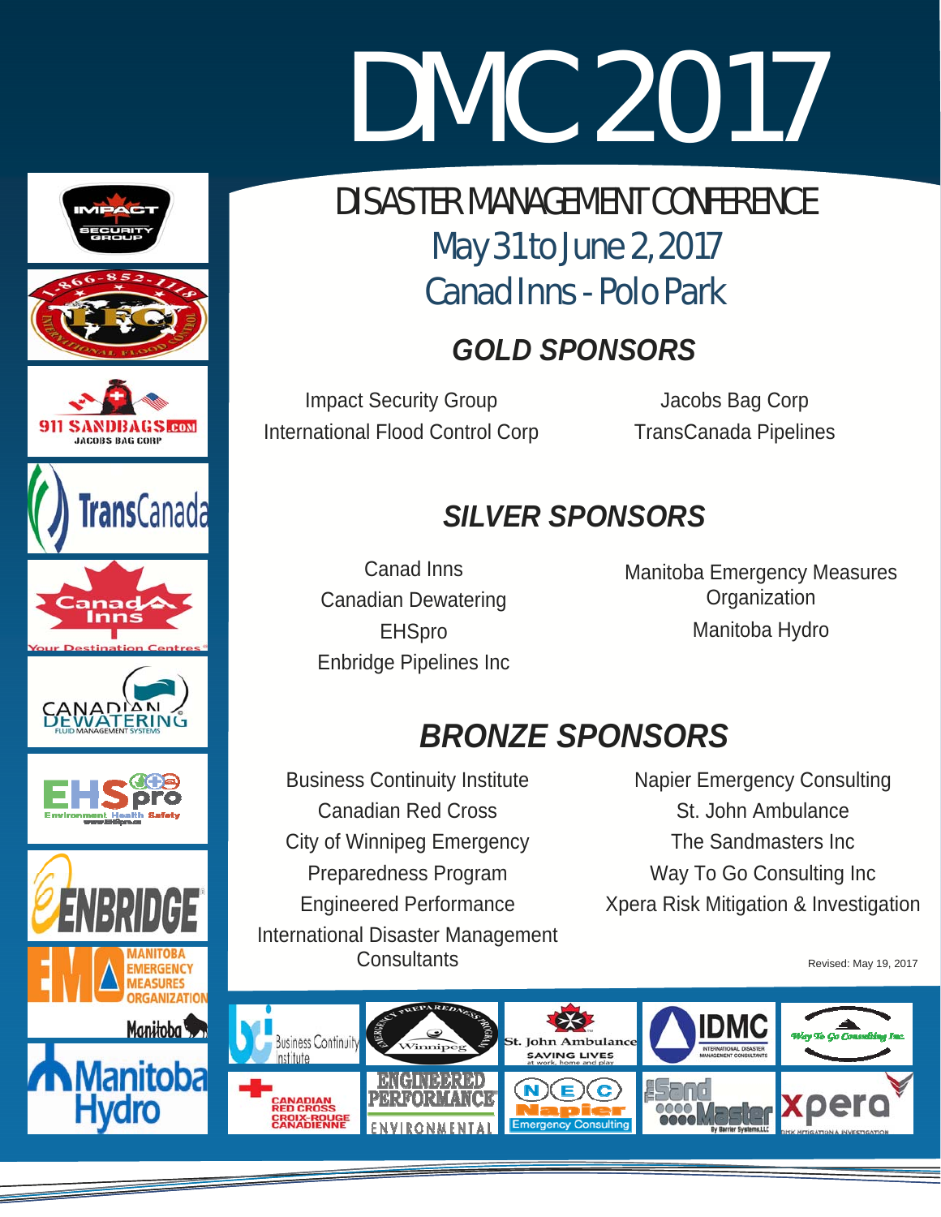# DMC 2017

## DISASTER MANAGEMENT CONFERENCE

May 31 to June 2, 2017

Canad Inns - Polo Park

### GOLD SPONSORS

Impact Security Group
International Flood Control Corp
Jacobs Bag Corp
TransCanada Pipelines

### SILVER SPONSORS

Canad Inns
Canadian Dewatering
EHSpro
Enbridge Pipelines Inc
Manitoba Emergency Measures Organization
Manitoba Hydro

### BRONZE SPONSORS

Business Continuity Institute
Canadian Red Cross
City of Winnipeg Emergency Preparedness Program
Engineered Performance
International Disaster Management Consultants
Napier Emergency Consulting
St. John Ambulance
The Sandmasters Inc
Way To Go Consulting Inc
Xpera Risk Mitigation & Investigation

Revised: May 19, 2017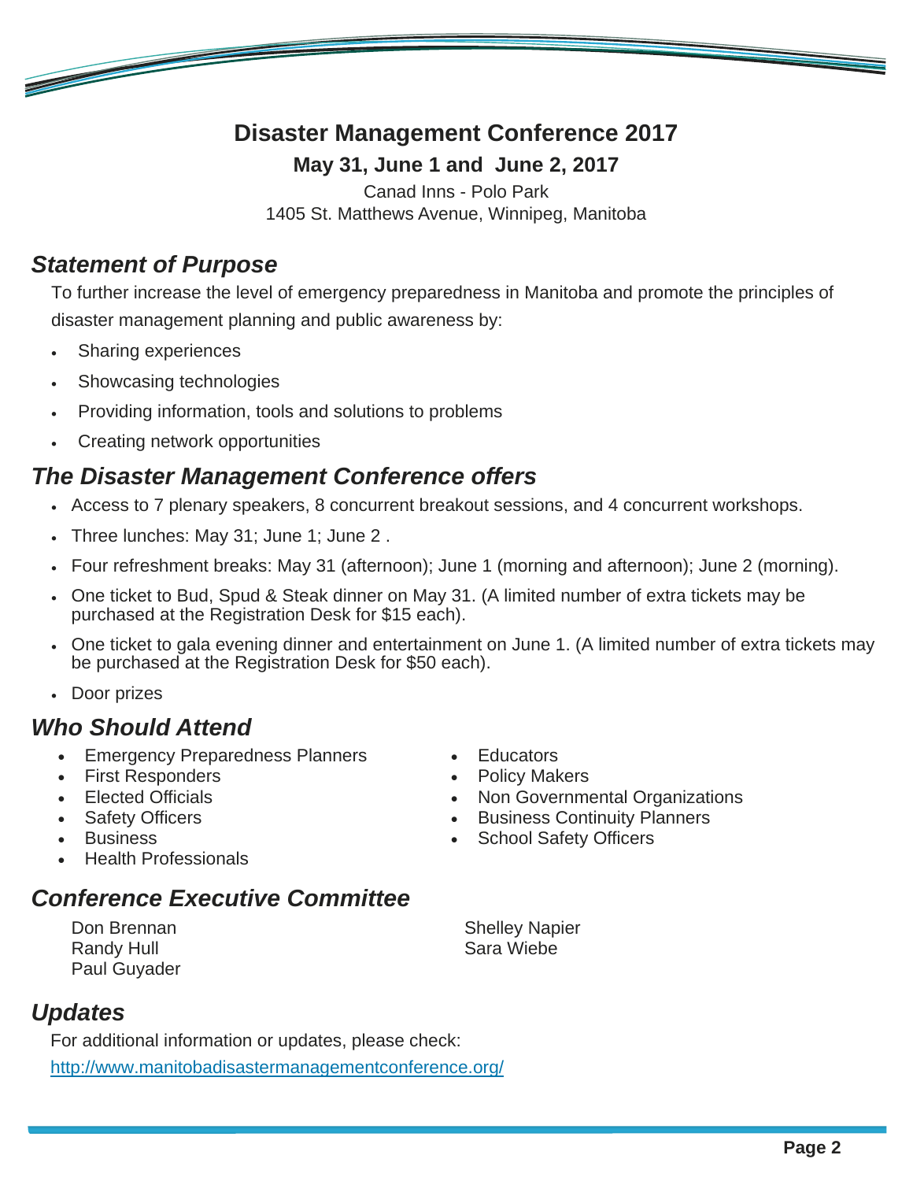# Disaster Management Conference 2017

**May 31, June 1 and June 2, 2017**

Canad Inns - Polo Park
1405 St. Matthews Avenue, Winnipeg, Manitoba

## *Statement of Purpose*

To further increase the level of emergency preparedness in Manitoba and promote the principles of disaster management planning and public awareness by:

- Sharing experiences
- Showcasing technologies
- Providing information, tools and solutions to problems
- Creating network opportunities

## *The Disaster Management Conference offers*

- Access to 7 plenary speakers, 8 concurrent breakout sessions, and 4 concurrent workshops.
- Three lunches: May 31; June 1; June 2 .
- Four refreshment breaks: May 31 (afternoon); June 1 (morning and afternoon); June 2 (morning).
- One ticket to Bud, Spud & Steak dinner on May 31. (A limited number of extra tickets may be purchased at the Registration Desk for $15 each).
- One ticket to gala evening dinner and entertainment on June 1. (A limited number of extra tickets may be purchased at the Registration Desk for $50 each).
- Door prizes

## *Who Should Attend*

- Emergency Preparedness Planners
- First Responders
- Elected Officials
- Safety Officers
- Business
- Health Professionals
- Educators
- Policy Makers
- Non Governmental Organizations
- Business Continuity Planners
- School Safety Officers

## *Conference Executive Committee*

Don Brennan
Randy Hull
Paul Guyader
Shelley Napier
Sara Wiebe

## *Updates*

For additional information or updates, please check:

http://www.manitobadisastermanagementconference.org/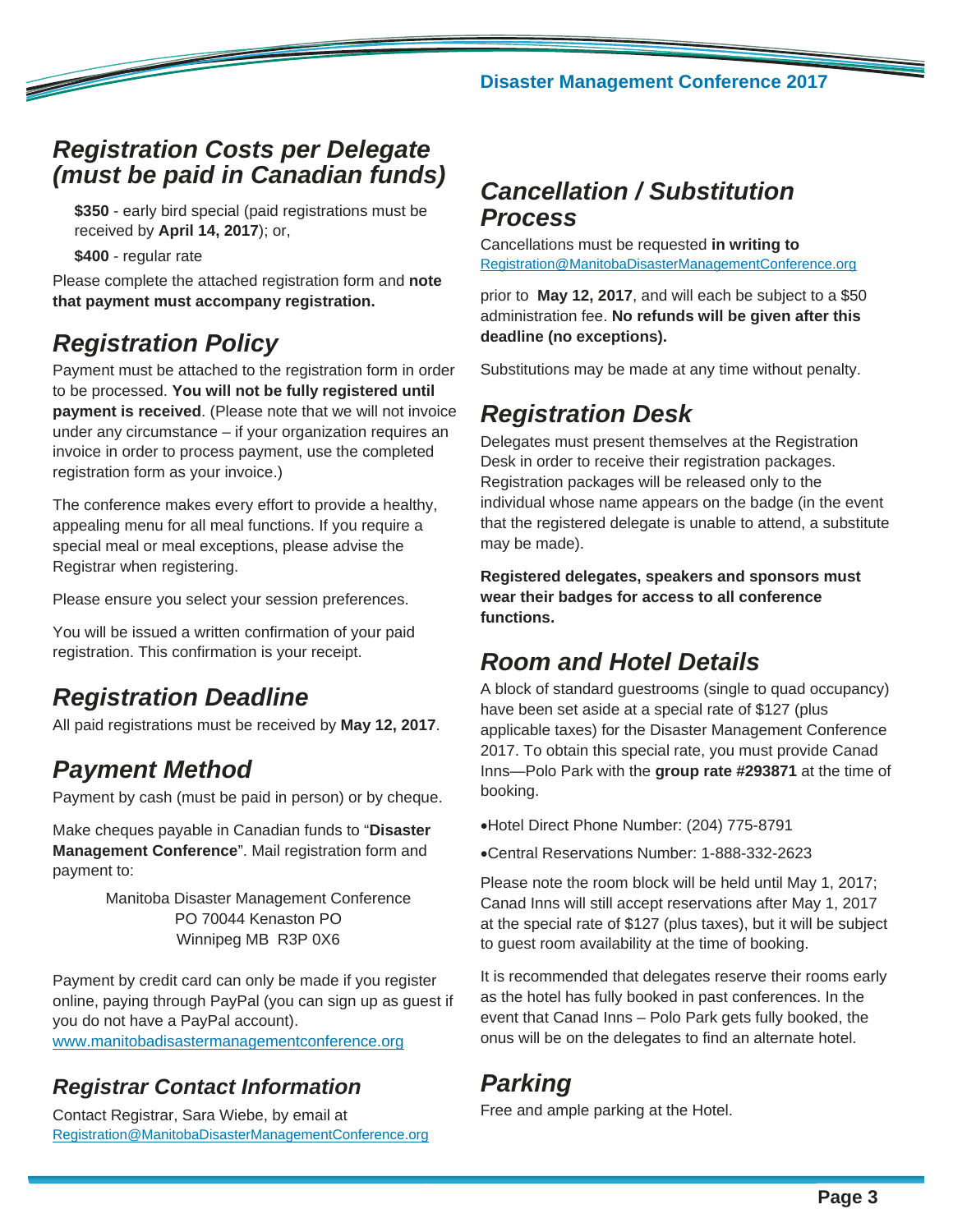## *Registration Costs per Delegate (must be paid in Canadian funds)*

**$350** - early bird special (paid registrations must be received by **April 14, 2017**); or,

**$400** - regular rate

Please complete the attached registration form and **note that payment must accompany registration.**

## *Registration Policy*

Payment must be attached to the registration form in order to be processed. **You will not be fully registered until payment is received**. (Please note that we will not invoice under any circumstance – if your organization requires an invoice in order to process payment, use the completed registration form as your invoice.)

The conference makes every effort to provide a healthy, appealing menu for all meal functions. If you require a special meal or meal exceptions, please advise the Registrar when registering.

Please ensure you select your session preferences.

You will be issued a written confirmation of your paid registration. This confirmation is your receipt.

## *Registration Deadline*

All paid registrations must be received by **May 12, 2017**.

## *Payment Method*

Payment by cash (must be paid in person) or by cheque.

Make cheques payable in Canadian funds to "**Disaster Management Conference**". Mail registration form and payment to:

Manitoba Disaster Management Conference
PO 70044 Kenaston PO
Winnipeg MB R3P 0X6

Payment by credit card can only be made if you register online, paying through PayPal (you can sign up as guest if you do not have a PayPal account).
www.manitobadisastermanagementconference.org

### *Registrar Contact Information*

Contact Registrar, Sara Wiebe, by email at
Registration@ManitobaDisasterManagementConference.org

## *Cancellation / Substitution Process*

Cancellations must be requested **in writing to** Registration@ManitobaDisasterManagementConference.org

prior to **May 12, 2017**, and will each be subject to a $50 administration fee. **No refunds will be given after this deadline (no exceptions).**

Substitutions may be made at any time without penalty.

## *Registration Desk*

Delegates must present themselves at the Registration Desk in order to receive their registration packages. Registration packages will be released only to the individual whose name appears on the badge (in the event that the registered delegate is unable to attend, a substitute may be made).

**Registered delegates, speakers and sponsors must wear their badges for access to all conference functions.**

## *Room and Hotel Details*

A block of standard guestrooms (single to quad occupancy) have been set aside at a special rate of $127 (plus applicable taxes) for the Disaster Management Conference 2017. To obtain this special rate, you must provide Canad Inns—Polo Park with the **group rate #293871** at the time of booking.

- Hotel Direct Phone Number: (204) 775-8791
- Central Reservations Number: 1-888-332-2623

Please note the room block will be held until May 1, 2017; Canad Inns will still accept reservations after May 1, 2017 at the special rate of $127 (plus taxes), but it will be subject to guest room availability at the time of booking.

It is recommended that delegates reserve their rooms early as the hotel has fully booked in past conferences. In the event that Canad Inns – Polo Park gets fully booked, the onus will be on the delegates to find an alternate hotel.

## *Parking*

Free and ample parking at the Hotel.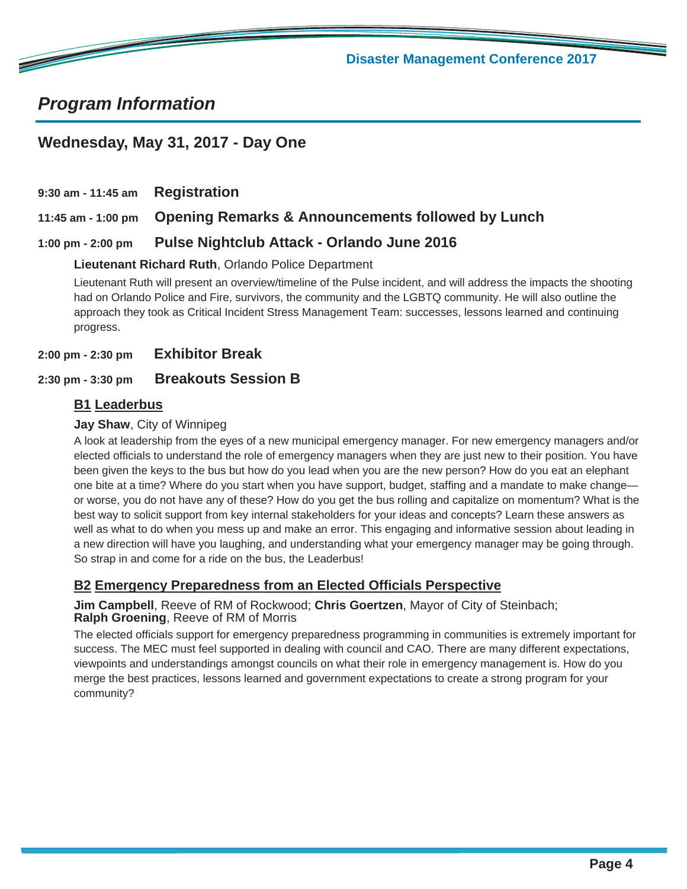# *Program Information*

## Wednesday, May 31, 2017 - Day One

**9:30 am - 11:45 am** **Registration**

**11:45 am - 1:00 pm** **Opening Remarks & Announcements followed by Lunch**

**1:00 pm - 2:00 pm** **Pulse Nightclub Attack - Orlando June 2016**

**Lieutenant Richard Ruth**, Orlando Police Department

Lieutenant Ruth will present an overview/timeline of the Pulse incident, and will address the impacts the shooting had on Orlando Police and Fire, survivors, the community and the LGBTQ community. He will also outline the approach they took as Critical Incident Stress Management Team: successes, lessons learned and continuing progress.

**2:00 pm - 2:30 pm** **Exhibitor Break**

**2:30 pm - 3:30 pm** **Breakouts Session B**

### B1 Leaderbus

**Jay Shaw**, City of Winnipeg

A look at leadership from the eyes of a new municipal emergency manager. For new emergency managers and/or elected officials to understand the role of emergency managers when they are just new to their position. You have been given the keys to the bus but how do you lead when you are the new person? How do you eat an elephant one bite at a time? Where do you start when you have support, budget, staffing and a mandate to make change—or worse, you do not have any of these? How do you get the bus rolling and capitalize on momentum? What is the best way to solicit support from key internal stakeholders for your ideas and concepts? Learn these answers as well as what to do when you mess up and make an error. This engaging and informative session about leading in a new direction will have you laughing, and understanding what your emergency manager may be going through. So strap in and come for a ride on the bus, the Leaderbus!

### B2 Emergency Preparedness from an Elected Officials Perspective

**Jim Campbell**, Reeve of RM of Rockwood; **Chris Goertzen**, Mayor of City of Steinbach;
**Ralph Groening**, Reeve of RM of Morris

The elected officials support for emergency preparedness programming in communities is extremely important for success. The MEC must feel supported in dealing with council and CAO. There are many different expectations, viewpoints and understandings amongst councils on what their role in emergency management is. How do you merge the best practices, lessons learned and government expectations to create a strong program for your community?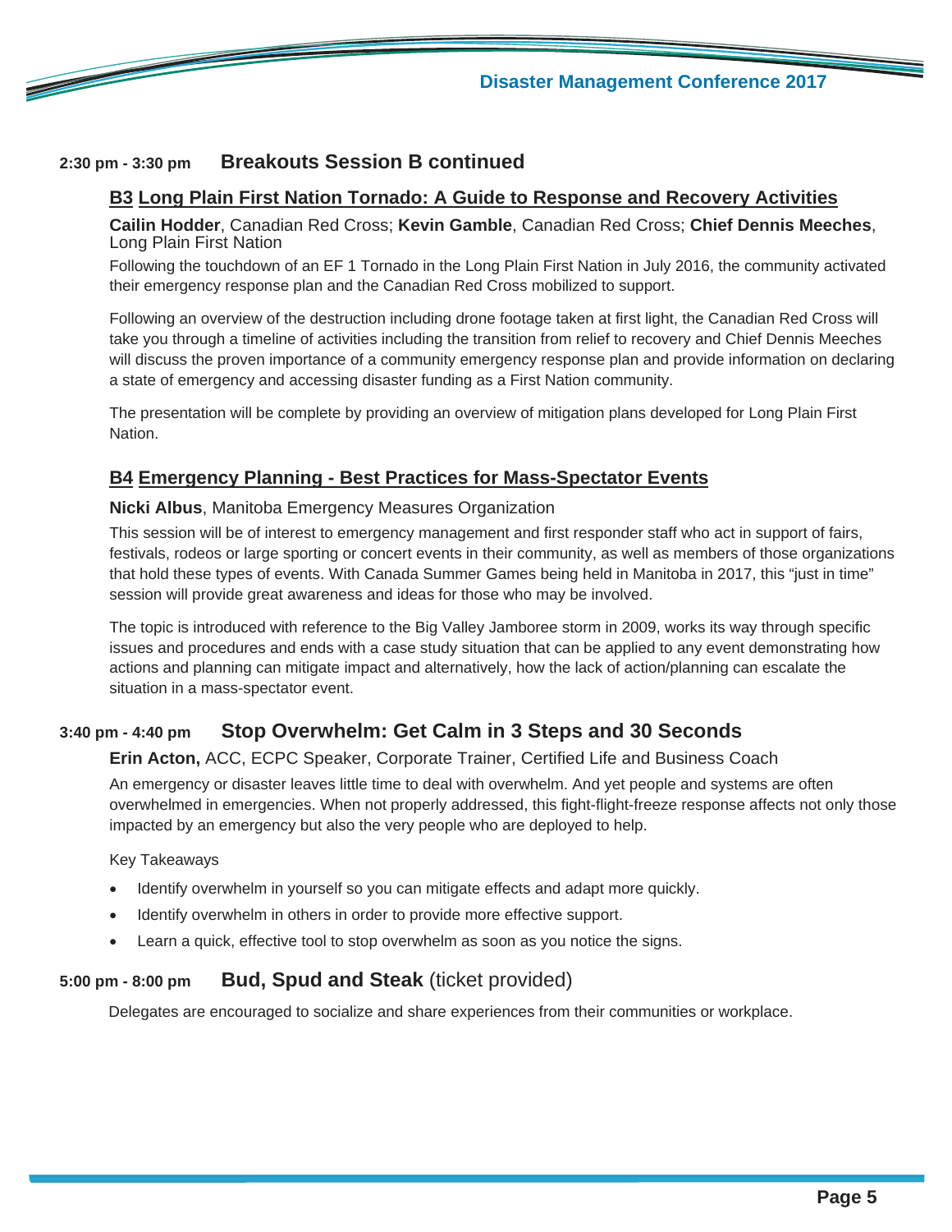## 2:30 pm - 3:30 pm Breakouts Session B continued

### B3 Long Plain First Nation Tornado: A Guide to Response and Recovery Activities

**Cailin Hodder**, Canadian Red Cross; **Kevin Gamble**, Canadian Red Cross; **Chief Dennis Meeches**, Long Plain First Nation

Following the touchdown of an EF 1 Tornado in the Long Plain First Nation in July 2016, the community activated their emergency response plan and the Canadian Red Cross mobilized to support.

Following an overview of the destruction including drone footage taken at first light, the Canadian Red Cross will take you through a timeline of activities including the transition from relief to recovery and Chief Dennis Meeches will discuss the proven importance of a community emergency response plan and provide information on declaring a state of emergency and accessing disaster funding as a First Nation community.

The presentation will be complete by providing an overview of mitigation plans developed for Long Plain First Nation.

### B4 Emergency Planning - Best Practices for Mass-Spectator Events

**Nicki Albus**, Manitoba Emergency Measures Organization

This session will be of interest to emergency management and first responder staff who act in support of fairs, festivals, rodeos or large sporting or concert events in their community, as well as members of those organizations that hold these types of events. With Canada Summer Games being held in Manitoba in 2017, this "just in time" session will provide great awareness and ideas for those who may be involved.

The topic is introduced with reference to the Big Valley Jamboree storm in 2009, works its way through specific issues and procedures and ends with a case study situation that can be applied to any event demonstrating how actions and planning can mitigate impact and alternatively, how the lack of action/planning can escalate the situation in a mass-spectator event.

## 3:40 pm - 4:40 pm Stop Overwhelm: Get Calm in 3 Steps and 30 Seconds

**Erin Acton,** ACC, ECPC Speaker, Corporate Trainer, Certified Life and Business Coach

An emergency or disaster leaves little time to deal with overwhelm. And yet people and systems are often overwhelmed in emergencies. When not properly addressed, this fight-flight-freeze response affects not only those impacted by an emergency but also the very people who are deployed to help.

Key Takeaways

- Identify overwhelm in yourself so you can mitigate effects and adapt more quickly.
- Identify overwhelm in others in order to provide more effective support.
- Learn a quick, effective tool to stop overwhelm as soon as you notice the signs.

## 5:00 pm - 8:00 pm Bud, Spud and Steak (ticket provided)

Delegates are encouraged to socialize and share experiences from their communities or workplace.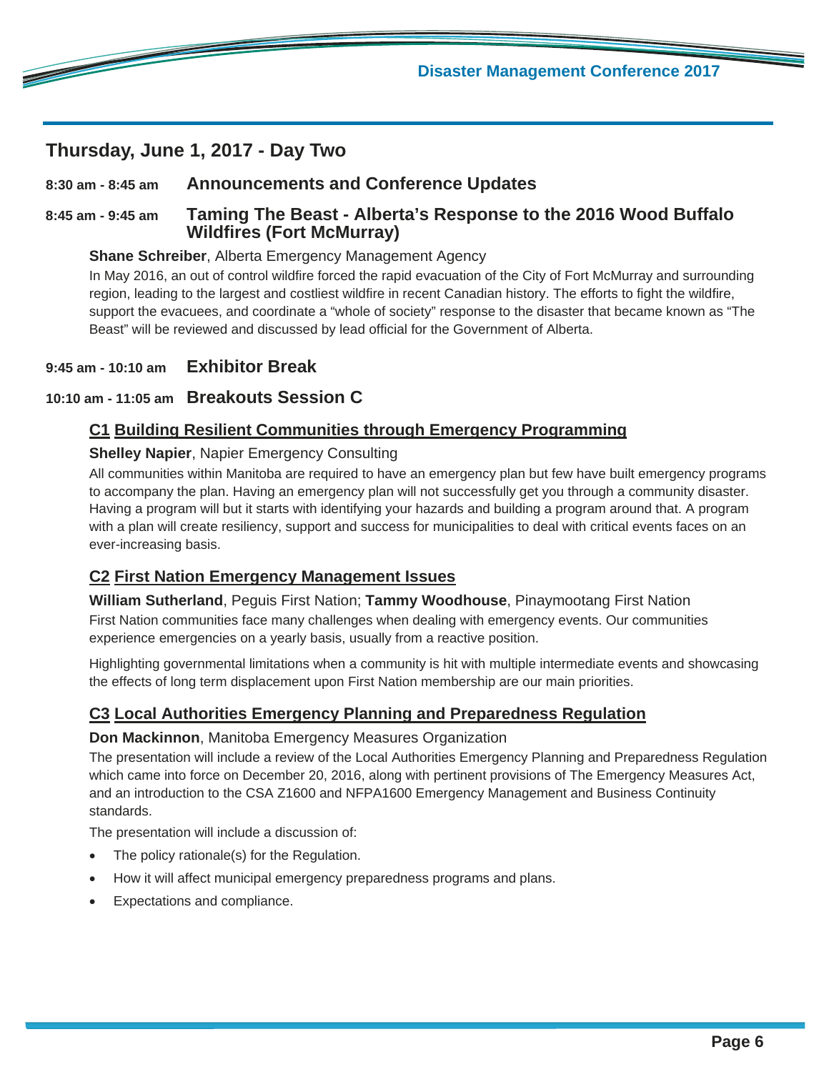## Thursday, June 1, 2017 - Day Two

**8:30 am - 8:45 am** **Announcements and Conference Updates**

**8:45 am - 9:45 am** **Taming The Beast - Alberta's Response to the 2016 Wood Buffalo Wildfires (Fort McMurray)**

**Shane Schreiber**, Alberta Emergency Management Agency

In May 2016, an out of control wildfire forced the rapid evacuation of the City of Fort McMurray and surrounding region, leading to the largest and costliest wildfire in recent Canadian history. The efforts to fight the wildfire, support the evacuees, and coordinate a "whole of society" response to the disaster that became known as "The Beast" will be reviewed and discussed by lead official for the Government of Alberta.

**9:45 am - 10:10 am** **Exhibitor Break**

**10:10 am - 11:05 am** **Breakouts Session C**

### C1 Building Resilient Communities through Emergency Programming

**Shelley Napier**, Napier Emergency Consulting

All communities within Manitoba are required to have an emergency plan but few have built emergency programs to accompany the plan. Having an emergency plan will not successfully get you through a community disaster. Having a program will but it starts with identifying your hazards and building a program around that. A program with a plan will create resiliency, support and success for municipalities to deal with critical events faces on an ever-increasing basis.

### C2 First Nation Emergency Management Issues

**William Sutherland**, Peguis First Nation; **Tammy Woodhouse**, Pinaymootang First Nation

First Nation communities face many challenges when dealing with emergency events. Our communities experience emergencies on a yearly basis, usually from a reactive position.

Highlighting governmental limitations when a community is hit with multiple intermediate events and showcasing the effects of long term displacement upon First Nation membership are our main priorities.

### C3 Local Authorities Emergency Planning and Preparedness Regulation

**Don Mackinnon**, Manitoba Emergency Measures Organization

The presentation will include a review of the Local Authorities Emergency Planning and Preparedness Regulation which came into force on December 20, 2016, along with pertinent provisions of The Emergency Measures Act, and an introduction to the CSA Z1600 and NFPA1600 Emergency Management and Business Continuity standards.

The presentation will include a discussion of:

- The policy rationale(s) for the Regulation.
- How it will affect municipal emergency preparedness programs and plans.
- Expectations and compliance.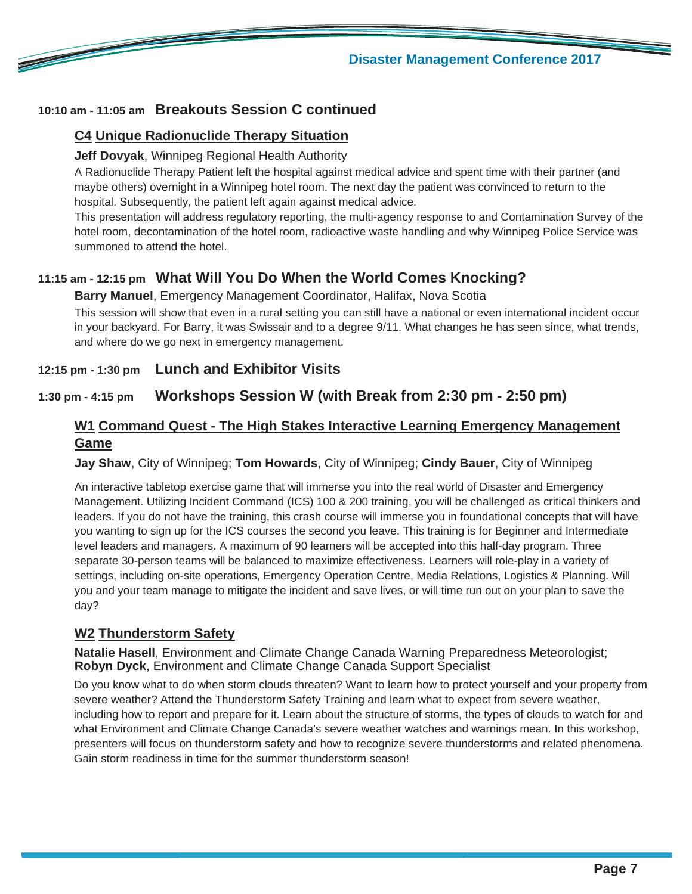## 10:10 am - 11:05 am **Breakouts Session C continued**

### C4 Unique Radionuclide Therapy Situation

**Jeff Dovyak**, Winnipeg Regional Health Authority

A Radionuclide Therapy Patient left the hospital against medical advice and spent time with their partner (and maybe others) overnight in a Winnipeg hotel room. The next day the patient was convinced to return to the hospital. Subsequently, the patient left again against medical advice.

This presentation will address regulatory reporting, the multi-agency response to and Contamination Survey of the hotel room, decontamination of the hotel room, radioactive waste handling and why Winnipeg Police Service was summoned to attend the hotel.

## 11:15 am - 12:15 pm **What Will You Do When the World Comes Knocking?**

**Barry Manuel**, Emergency Management Coordinator, Halifax, Nova Scotia

This session will show that even in a rural setting you can still have a national or even international incident occur in your backyard. For Barry, it was Swissair and to a degree 9/11. What changes he has seen since, what trends, and where do we go next in emergency management.

## 12:15 pm - 1:30 pm **Lunch and Exhibitor Visits**

## 1:30 pm - 4:15 pm **Workshops Session W (with Break from 2:30 pm - 2:50 pm)**

### W1 Command Quest - The High Stakes Interactive Learning Emergency Management Game

**Jay Shaw**, City of Winnipeg; **Tom Howards**, City of Winnipeg; **Cindy Bauer**, City of Winnipeg

An interactive tabletop exercise game that will immerse you into the real world of Disaster and Emergency Management. Utilizing Incident Command (ICS) 100 & 200 training, you will be challenged as critical thinkers and leaders. If you do not have the training, this crash course will immerse you in foundational concepts that will have you wanting to sign up for the ICS courses the second you leave. This training is for Beginner and Intermediate level leaders and managers. A maximum of 90 learners will be accepted into this half-day program. Three separate 30-person teams will be balanced to maximize effectiveness. Learners will role-play in a variety of settings, including on-site operations, Emergency Operation Centre, Media Relations, Logistics & Planning. Will you and your team manage to mitigate the incident and save lives, or will time run out on your plan to save the day?

### W2 Thunderstorm Safety

**Natalie Hasell**, Environment and Climate Change Canada Warning Preparedness Meteorologist;
**Robyn Dyck**, Environment and Climate Change Canada Support Specialist

Do you know what to do when storm clouds threaten? Want to learn how to protect yourself and your property from severe weather? Attend the Thunderstorm Safety Training and learn what to expect from severe weather, including how to report and prepare for it. Learn about the structure of storms, the types of clouds to watch for and what Environment and Climate Change Canada's severe weather watches and warnings mean. In this workshop, presenters will focus on thunderstorm safety and how to recognize severe thunderstorms and related phenomena. Gain storm readiness in time for the summer thunderstorm season!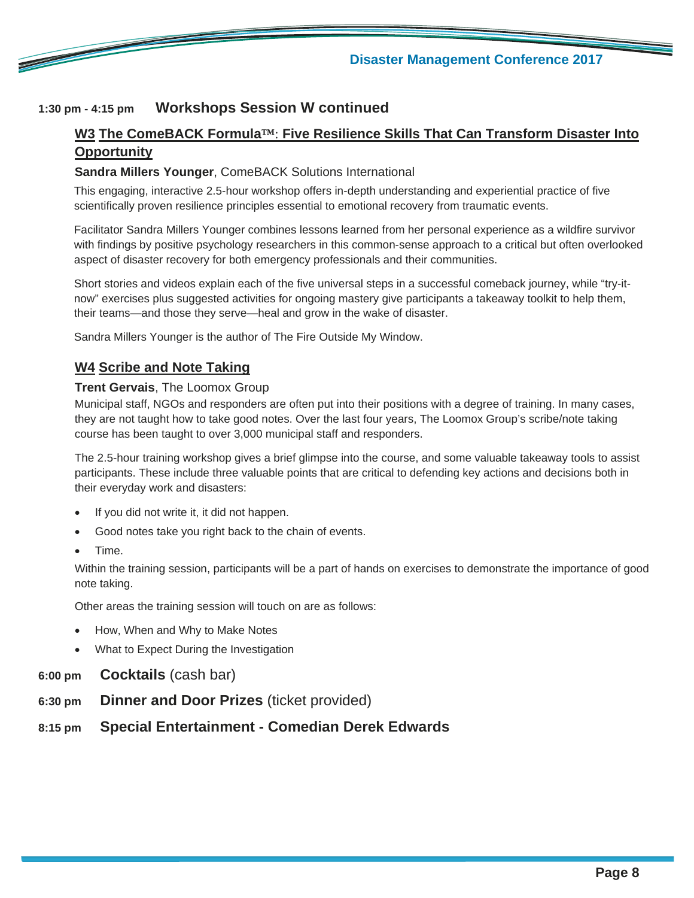**1:30 pm - 4:15 pm** **Workshops Session W continued**

### W3 The ComeBACK Formula™: Five Resilience Skills That Can Transform Disaster Into Opportunity

**Sandra Millers Younger**, ComeBACK Solutions International

This engaging, interactive 2.5-hour workshop offers in-depth understanding and experiential practice of five scientifically proven resilience principles essential to emotional recovery from traumatic events.

Facilitator Sandra Millers Younger combines lessons learned from her personal experience as a wildfire survivor with findings by positive psychology researchers in this common-sense approach to a critical but often overlooked aspect of disaster recovery for both emergency professionals and their communities.

Short stories and videos explain each of the five universal steps in a successful comeback journey, while "try-it-now" exercises plus suggested activities for ongoing mastery give participants a takeaway toolkit to help them, their teams—and those they serve—heal and grow in the wake of disaster.

Sandra Millers Younger is the author of The Fire Outside My Window.

### W4 Scribe and Note Taking

**Trent Gervais**, The Loomox Group

Municipal staff, NGOs and responders are often put into their positions with a degree of training. In many cases, they are not taught how to take good notes. Over the last four years, The Loomox Group's scribe/note taking course has been taught to over 3,000 municipal staff and responders.

The 2.5-hour training workshop gives a brief glimpse into the course, and some valuable takeaway tools to assist participants. These include three valuable points that are critical to defending key actions and decisions both in their everyday work and disasters:

- If you did not write it, it did not happen.
- Good notes take you right back to the chain of events.
- Time.

Within the training session, participants will be a part of hands on exercises to demonstrate the importance of good note taking.

Other areas the training session will touch on are as follows:

- How, When and Why to Make Notes
- What to Expect During the Investigation

**6:00 pm** **Cocktails** (cash bar)

**6:30 pm** **Dinner and Door Prizes** (ticket provided)

**8:15 pm** **Special Entertainment - Comedian Derek Edwards**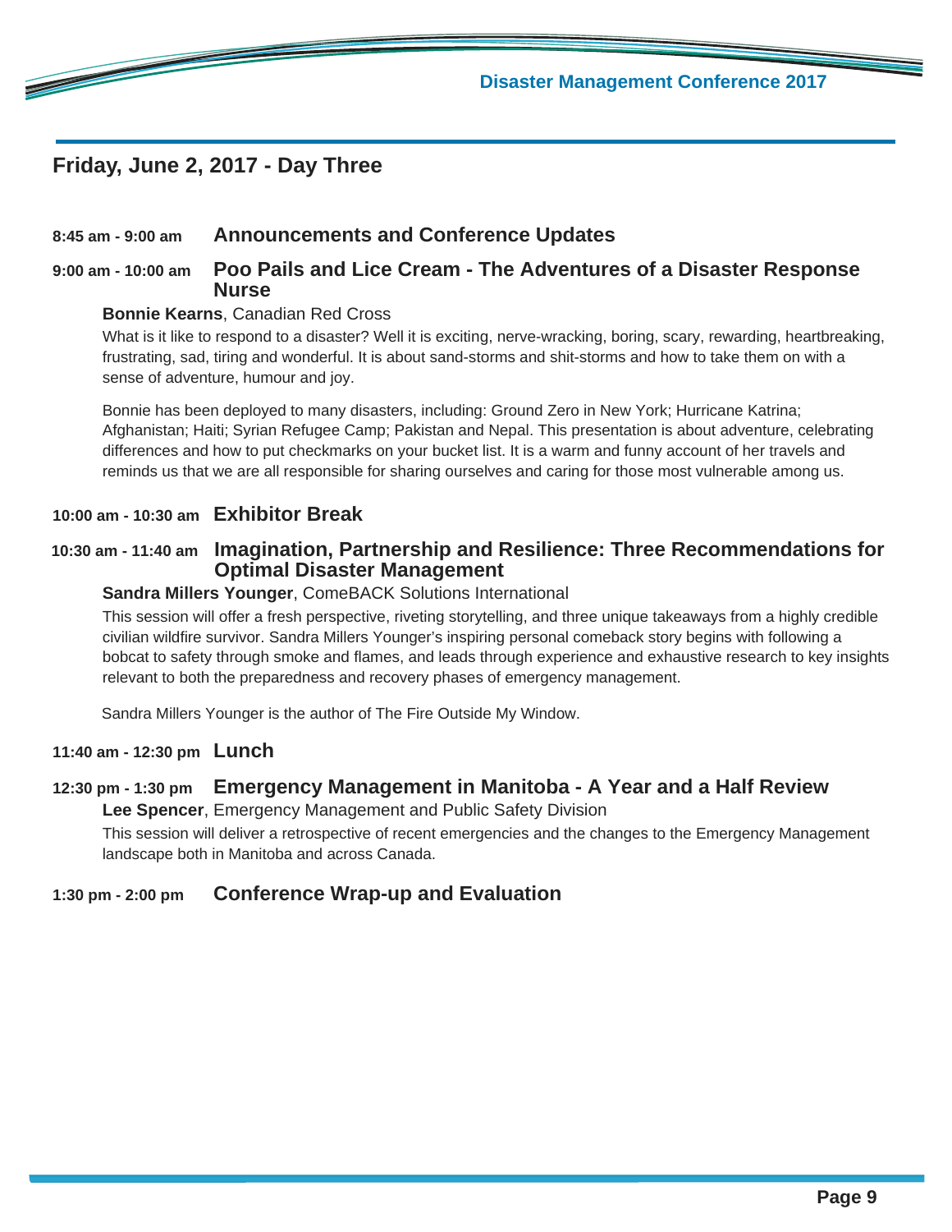## Friday, June 2, 2017 - Day Three

**8:45 am - 9:00 am** **Announcements and Conference Updates**

**9:00 am - 10:00 am** **Poo Pails and Lice Cream - The Adventures of a Disaster Response Nurse**

**Bonnie Kearns**, Canadian Red Cross

What is it like to respond to a disaster? Well it is exciting, nerve-wracking, boring, scary, rewarding, heartbreaking, frustrating, sad, tiring and wonderful. It is about sand-storms and shit-storms and how to take them on with a sense of adventure, humour and joy.

Bonnie has been deployed to many disasters, including: Ground Zero in New York; Hurricane Katrina; Afghanistan; Haiti; Syrian Refugee Camp; Pakistan and Nepal. This presentation is about adventure, celebrating differences and how to put checkmarks on your bucket list. It is a warm and funny account of her travels and reminds us that we are all responsible for sharing ourselves and caring for those most vulnerable among us.

**10:00 am - 10:30 am** **Exhibitor Break**

**10:30 am - 11:40 am** **Imagination, Partnership and Resilience: Three Recommendations for Optimal Disaster Management**

**Sandra Millers Younger**, ComeBACK Solutions International

This session will offer a fresh perspective, riveting storytelling, and three unique takeaways from a highly credible civilian wildfire survivor. Sandra Millers Younger's inspiring personal comeback story begins with following a bobcat to safety through smoke and flames, and leads through experience and exhaustive research to key insights relevant to both the preparedness and recovery phases of emergency management.

Sandra Millers Younger is the author of The Fire Outside My Window.

**11:40 am - 12:30 pm** **Lunch**

**12:30 pm - 1:30 pm** **Emergency Management in Manitoba - A Year and a Half Review**

**Lee Spencer**, Emergency Management and Public Safety Division

This session will deliver a retrospective of recent emergencies and the changes to the Emergency Management landscape both in Manitoba and across Canada.

**1:30 pm - 2:00 pm** **Conference Wrap-up and Evaluation**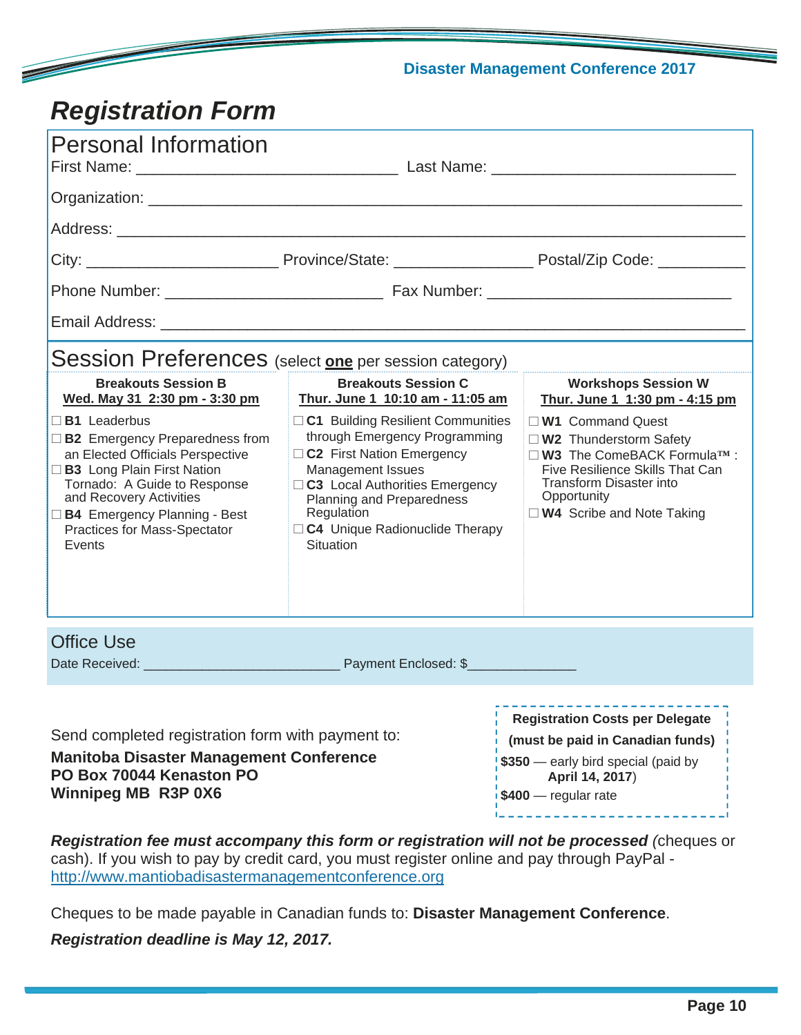# Registration Form

## Personal Information

First Name: ______________________________ Last Name: ____________________________

Organization: ____________________________________________________________________

Address: ________________________________________________________________________

City: _____________________ Province/State: _______________ Postal/Zip Code: __________

Phone Number: _________________________ Fax Number: ____________________________

Email Address: ____________________________________________________________________

## Session Preferences (select **one** per session category)

**Breakouts Session B**
**Wed. May 31 2:30 pm - 3:30 pm**

- ☐ **B1** Leaderbus
- ☐ **B2** Emergency Preparedness from an Elected Officials Perspective
- ☐ **B3** Long Plain First Nation Tornado: A Guide to Response and Recovery Activities
- ☐ **B4** Emergency Planning - Best Practices for Mass-Spectator Events

**Breakouts Session C**
**Thur. June 1 10:10 am - 11:05 am**

- ☐ **C1** Building Resilient Communities through Emergency Programming
- ☐ **C2** First Nation Emergency Management Issues
- ☐ **C3** Local Authorities Emergency Planning and Preparedness Regulation
- ☐ **C4** Unique Radionuclide Therapy Situation

**Workshops Session W**
**Thur. June 1 1:30 pm - 4:15 pm**

- ☐ **W1** Command Quest
- ☐ **W2** Thunderstorm Safety
- ☐ **W3** The ComeBACK Formula™ : Five Resilience Skills That Can Transform Disaster into Opportunity
- ☐ **W4** Scribe and Note Taking

## Office Use

Date Received: __________________________ Payment Enclosed: $______________

Send completed registration form with payment to:

**Manitoba Disaster Management Conference**
**PO Box 70044 Kenaston PO**
**Winnipeg MB R3P 0X6**

**Registration Costs per Delegate**
**(must be paid in Canadian funds)**

**$350** — early bird special (paid by **April 14, 2017**)
**$400** — regular rate

***Registration fee must accompany this form or registration will not be processed*** (cheques or cash). If you wish to pay by credit card, you must register online and pay through PayPal - http://www.mantiobadisastermanagementconference.org

Cheques to be made payable in Canadian funds to: **Disaster Management Conference**.

***Registration deadline is May 12, 2017.***